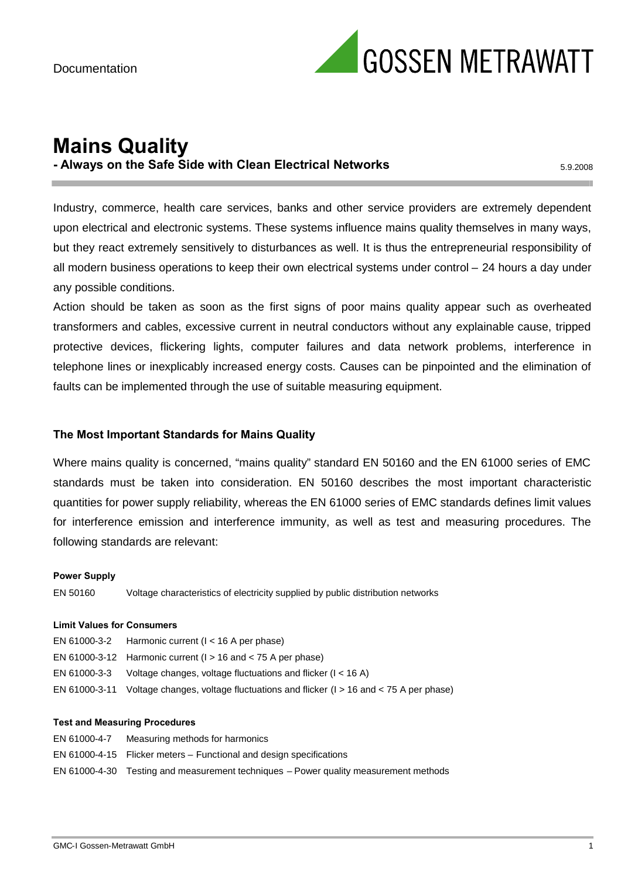Documentation

# Mains Quality

## - Always on the Safe Side with Clean Electrical Networks

5.9.2008

Industry, commerce, health care services, banks and other service providers are extremely dependent upon electrical and electronic systems. These systems influence mains quality themselves in many ways, but they react extremely sensitively to disturbances as well. It is thus the entrepreneurial responsibility of all modern business operations to keep their own electrical systems under control – 24 hours a day under any possible conditions.

Action should be taken as soon as the first signs of poor mains quality appear such as overheated transformers and cables, excessive current in neutral conductors without any explainable cause, tripped protective devices, flickering lights, computer failures and data network problems, interference in telephone lines or inexplicably increased energy costs. Causes can be pinpointed and the elimination of faults can be implemented through the use of suitable measuring equipment.

### The Most Important Standards for Mains Quality

Where mains quality is concerned, "mains quality" standard EN 50160 and the EN 61000 series of EMC standards must be taken into consideration. EN 50160 describes the most important characteristic quantities for power supply reliability, whereas the EN 61000 series of EMC standards defines limit values for interference emission and interference immunity, as well as test and measuring procedures. The following standards are relevant:

**Power Supply**

| | |
|---|---|
| EN 50160 | Voltage characteristics of electricity supplied by public distribution networks |

**Limit Values for Consumers**

| | |
|---|---|
| EN 61000-3-2 | Harmonic current (I < 16 A per phase) |
| EN 61000-3-12 | Harmonic current (I > 16 and < 75 A per phase) |
| EN 61000-3-3 | Voltage changes, voltage fluctuations and flicker (I < 16 A) |
| EN 61000-3-11 | Voltage changes, voltage fluctuations and flicker (I > 16 and < 75 A per phase) |

**Test and Measuring Procedures**

| | |
|---|---|
| EN 61000-4-7 | Measuring methods for harmonics |
| EN 61000-4-15 | Flicker meters – Functional and design specifications |
| EN 61000-4-30 | Testing and measurement techniques – Power quality measurement methods |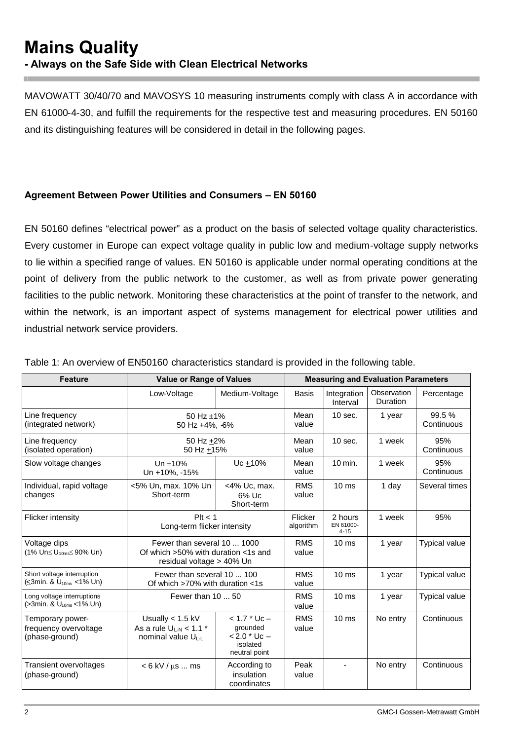# Mains Quality

## - Always on the Safe Side with Clean Electrical Networks

MAVOWATT 30/40/70 and MAVOSYS 10 measuring instruments comply with class A in accordance with EN 61000-4-30, and fulfill the requirements for the respective test and measuring procedures. EN 50160 and its distinguishing features will be considered in detail in the following pages.

### Agreement Between Power Utilities and Consumers – EN 50160

EN 50160 defines "electrical power" as a product on the basis of selected voltage quality characteristics. Every customer in Europe can expect voltage quality in public low and medium-voltage supply networks to lie within a specified range of values. EN 50160 is applicable under normal operating conditions at the point of delivery from the public network to the customer, as well as from private power generating facilities to the public network. Monitoring these characteristics at the point of transfer to the network, and within the network, is an important aspect of systems management for electrical power utilities and industrial network service providers.

Table 1: An overview of EN50160 characteristics standard is provided in the following table.

| Feature | Value or Range of Values | | Measuring and Evaluation Parameters | | | |
|---|---|---|---|---|---|---|
| | Low-Voltage | Medium-Voltage | Basis | Integration Interval | Observation Duration | Percentage |
| Line frequency (integrated network) | 50 Hz ±1%<br>50 Hz +4%, -6% | | Mean value | 10 sec. | 1 year | 99.5 % Continuous |
| Line frequency (isolated operation) | 50 Hz ±2%<br>50 Hz ±15% | | Mean value | 10 sec. | 1 week | 95% Continuous |
| Slow voltage changes | Un ±10%<br>Un +10%, -15% | Uc ±10% | Mean value | 10 min. | 1 week | 95% Continuous |
| Individual, rapid voltage changes | <5% Un, max. 10% Un Short-term | <4% Uc, max. 6% Uc Short-term | RMS value | 10 ms | 1 day | Several times |
| Flicker intensity | Plt < 1<br>Long-term flicker intensity | | Flicker algorithm | 2 hours EN 61000-4-15 | 1 week | 95% |
| Voltage dips (1% Un ≤ $U_{10ms}$ ≤ 90% Un) | Fewer than several 10 ... 1000<br>Of which >50% with duration <1s and residual voltage > 40% Un | | RMS value | 10 ms | 1 year | Typical value |
| Short voltage interruption (≤3min. & $U_{10ms}$ <1% Un) | Fewer than several 10 ... 100<br>Of which >70% with duration <1s | | RMS value | 10 ms | 1 year | Typical value |
| Long voltage interruptions (>3min. & $U_{10ms}$ <1% Un) | Fewer than 10 ... 50 | | RMS value | 10 ms | 1 year | Typical value |
| Temporary power-frequency overvoltage (phase-ground) | Usually < 1.5 kV<br>As a rule $U_{L-N}$ < 1.1 * nominal value $U_{L-L}$ | < 1.7 * Uc – grounded<br>< 2.0 * Uc – isolated neutral point | RMS value | 10 ms | No entry | Continuous |
| Transient overvoltages (phase-ground) | < 6 kV / µs ... ms | According to insulation coordinates | Peak value | - | No entry | Continuous |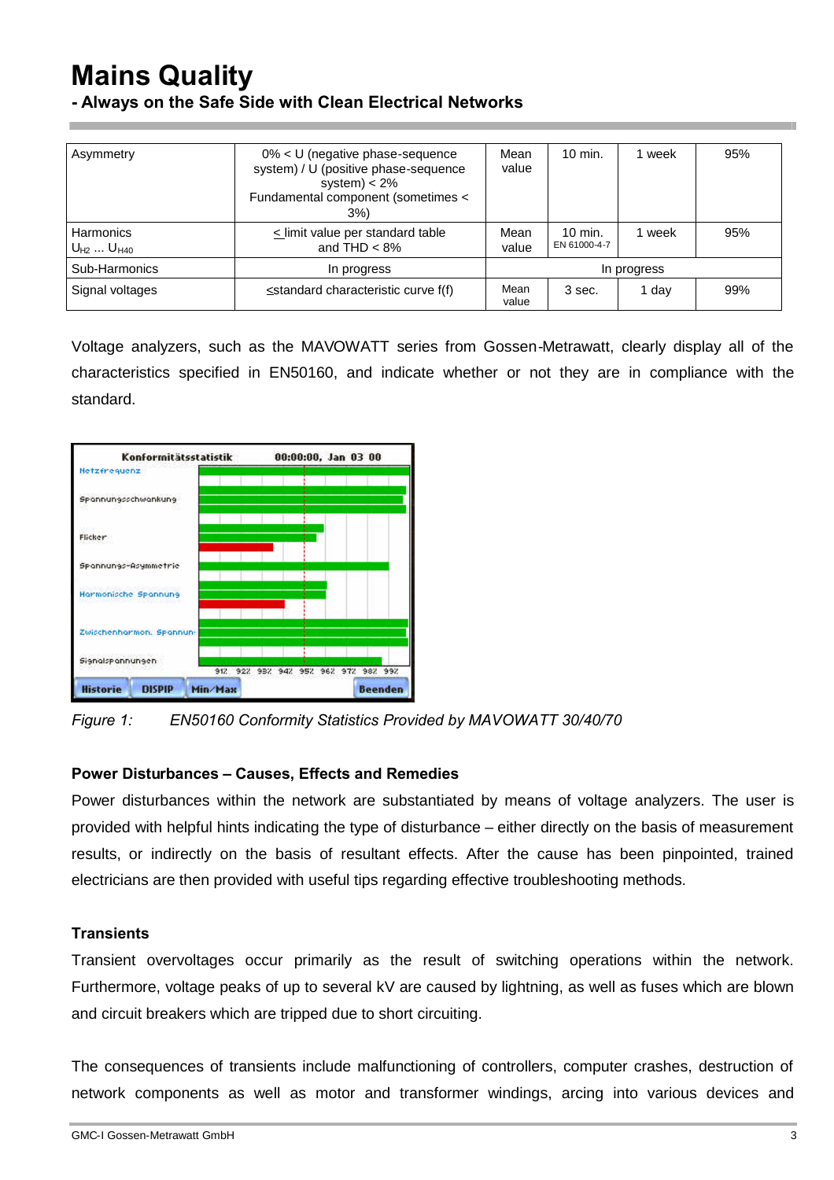# Mains Quality

**- Always on the Safe Side with Clean Electrical Networks**

| | | | | | |
|---|---|---|---|---|---|
| Asymmetry | 0% < U (negative phase-sequence system) / U (positive phase-sequence system) < 2%<br>Fundamental component (sometimes < 3%) | Mean value | 10 min. | 1 week | 95% |
| Harmonics<br>$U_{H2}$ ... $U_{H40}$ | ≤ limit value per standard table and THD < 8% | Mean value | 10 min.<br>EN 61000-4-7 | 1 week | 95% |
| Sub-Harmonics | In progress | In progress | | | |
| Signal voltages | ≤standard characteristic curve f(f) | Mean value | 3 sec. | 1 day | 99% |

Voltage analyzers, such as the MAVOWATT series from Gossen-Metrawatt, clearly display all of the characteristics specified in EN50160, and indicate whether or not they are in compliance with the standard.

*Figure 1: EN50160 Conformity Statistics Provided by MAVOWATT 30/40/70*

**Power Disturbances – Causes, Effects and Remedies**

Power disturbances within the network are substantiated by means of voltage analyzers. The user is provided with helpful hints indicating the type of disturbance – either directly on the basis of measurement results, or indirectly on the basis of resultant effects. After the cause has been pinpointed, trained electricians are then provided with useful tips regarding effective troubleshooting methods.

**Transients**

Transient overvoltages occur primarily as the result of switching operations within the network. Furthermore, voltage peaks of up to several kV are caused by lightning, as well as fuses which are blown and circuit breakers which are tripped due to short circuiting.

The consequences of transients include malfunctioning of controllers, computer crashes, destruction of network components as well as motor and transformer windings, arcing into various devices and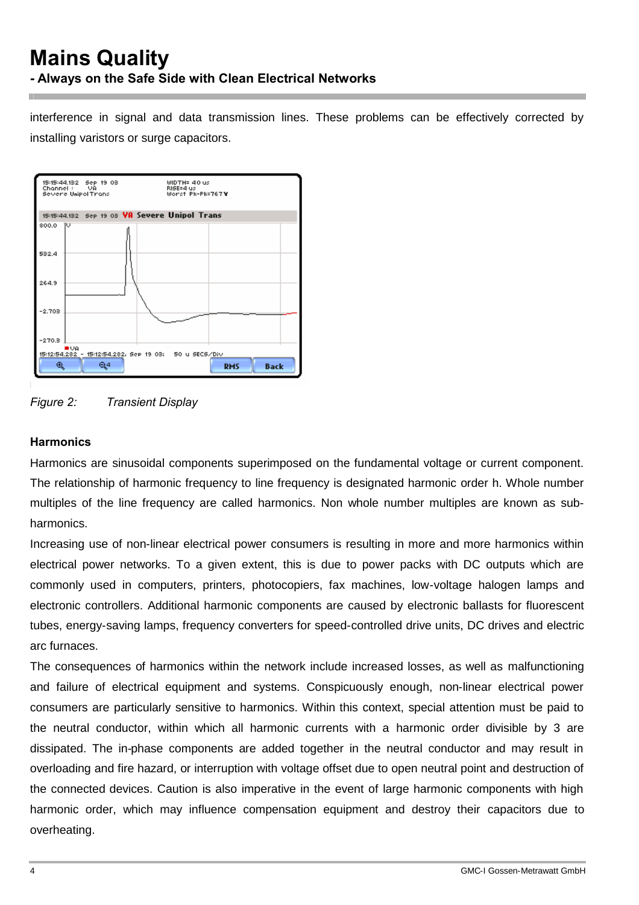interference in signal and data transmission lines. These problems can be effectively corrected by installing varistors or surge capacitors.

*Figure 2: Transient Display*

### Harmonics

Harmonics are sinusoidal components superimposed on the fundamental voltage or current component. The relationship of harmonic frequency to line frequency is designated harmonic order h. Whole number multiples of the line frequency are called harmonics. Non whole number multiples are known as sub-harmonics.

Increasing use of non-linear electrical power consumers is resulting in more and more harmonics within electrical power networks. To a given extent, this is due to power packs with DC outputs which are commonly used in computers, printers, photocopiers, fax machines, low-voltage halogen lamps and electronic controllers. Additional harmonic components are caused by electronic ballasts for fluorescent tubes, energy-saving lamps, frequency converters for speed-controlled drive units, DC drives and electric arc furnaces.

The consequences of harmonics within the network include increased losses, as well as malfunctioning and failure of electrical equipment and systems. Conspicuously enough, non-linear electrical power consumers are particularly sensitive to harmonics. Within this context, special attention must be paid to the neutral conductor, within which all harmonic currents with a harmonic order divisible by 3 are dissipated. The in-phase components are added together in the neutral conductor and may result in overloading and fire hazard, or interruption with voltage offset due to open neutral point and destruction of the connected devices. Caution is also imperative in the event of large harmonic components with high harmonic order, which may influence compensation equipment and destroy their capacitors due to overheating.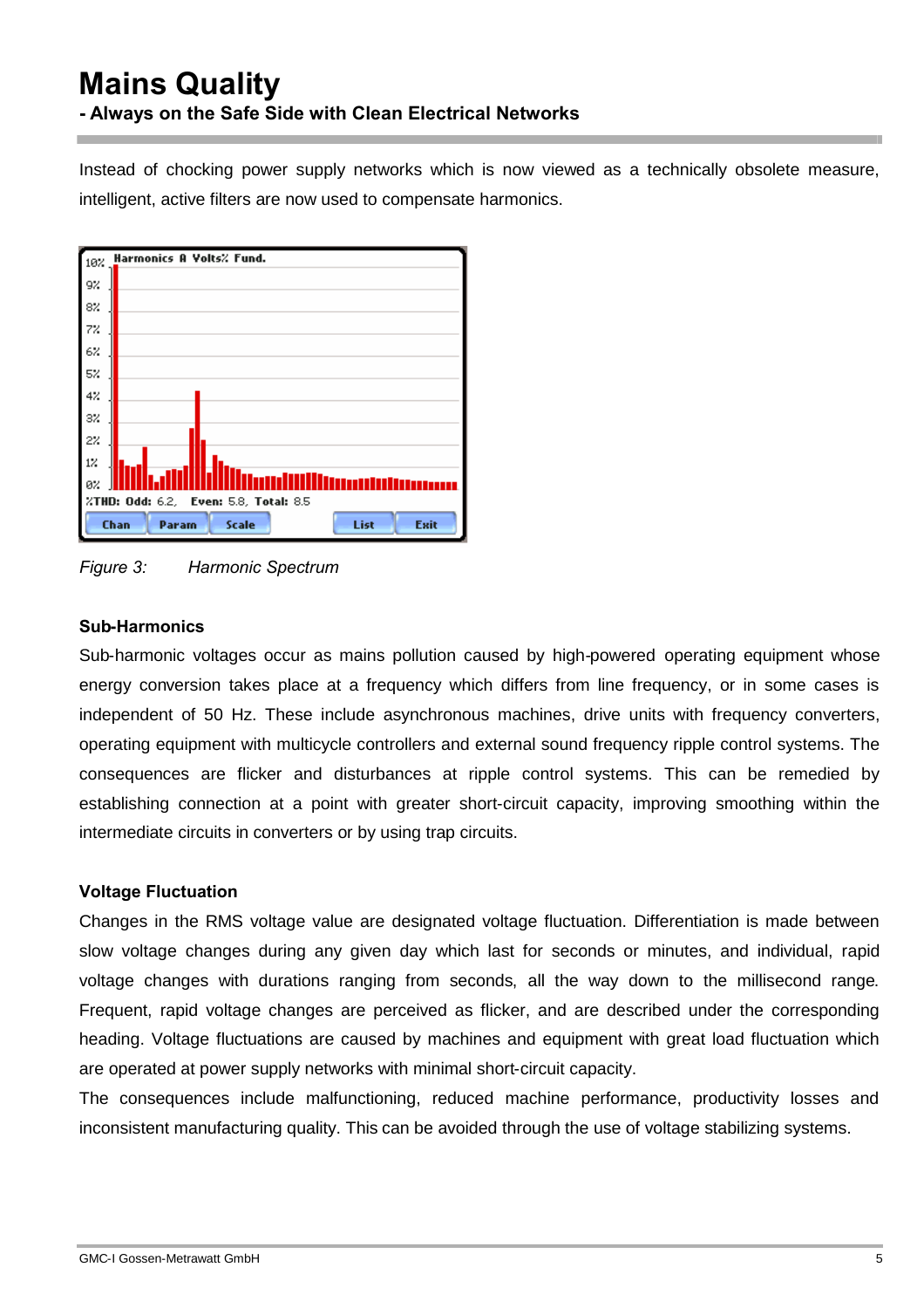# Mains Quality

**- Always on the Safe Side with Clean Electrical Networks**

Instead of chocking power supply networks which is now viewed as a technically obsolete measure, intelligent, active filters are now used to compensate harmonics.

*Figure 3: Harmonic Spectrum*

### Sub-Harmonics

Sub-harmonic voltages occur as mains pollution caused by high-powered operating equipment whose energy conversion takes place at a frequency which differs from line frequency, or in some cases is independent of 50 Hz. These include asynchronous machines, drive units with frequency converters, operating equipment with multicycle controllers and external sound frequency ripple control systems. The consequences are flicker and disturbances at ripple control systems. This can be remedied by establishing connection at a point with greater short-circuit capacity, improving smoothing within the intermediate circuits in converters or by using trap circuits.

### Voltage Fluctuation

Changes in the RMS voltage value are designated voltage fluctuation. Differentiation is made between slow voltage changes during any given day which last for seconds or minutes, and individual, rapid voltage changes with durations ranging from seconds, all the way down to the millisecond range. Frequent, rapid voltage changes are perceived as flicker, and are described under the corresponding heading. Voltage fluctuations are caused by machines and equipment with great load fluctuation which are operated at power supply networks with minimal short-circuit capacity.

The consequences include malfunctioning, reduced machine performance, productivity losses and inconsistent manufacturing quality. This can be avoided through the use of voltage stabilizing systems.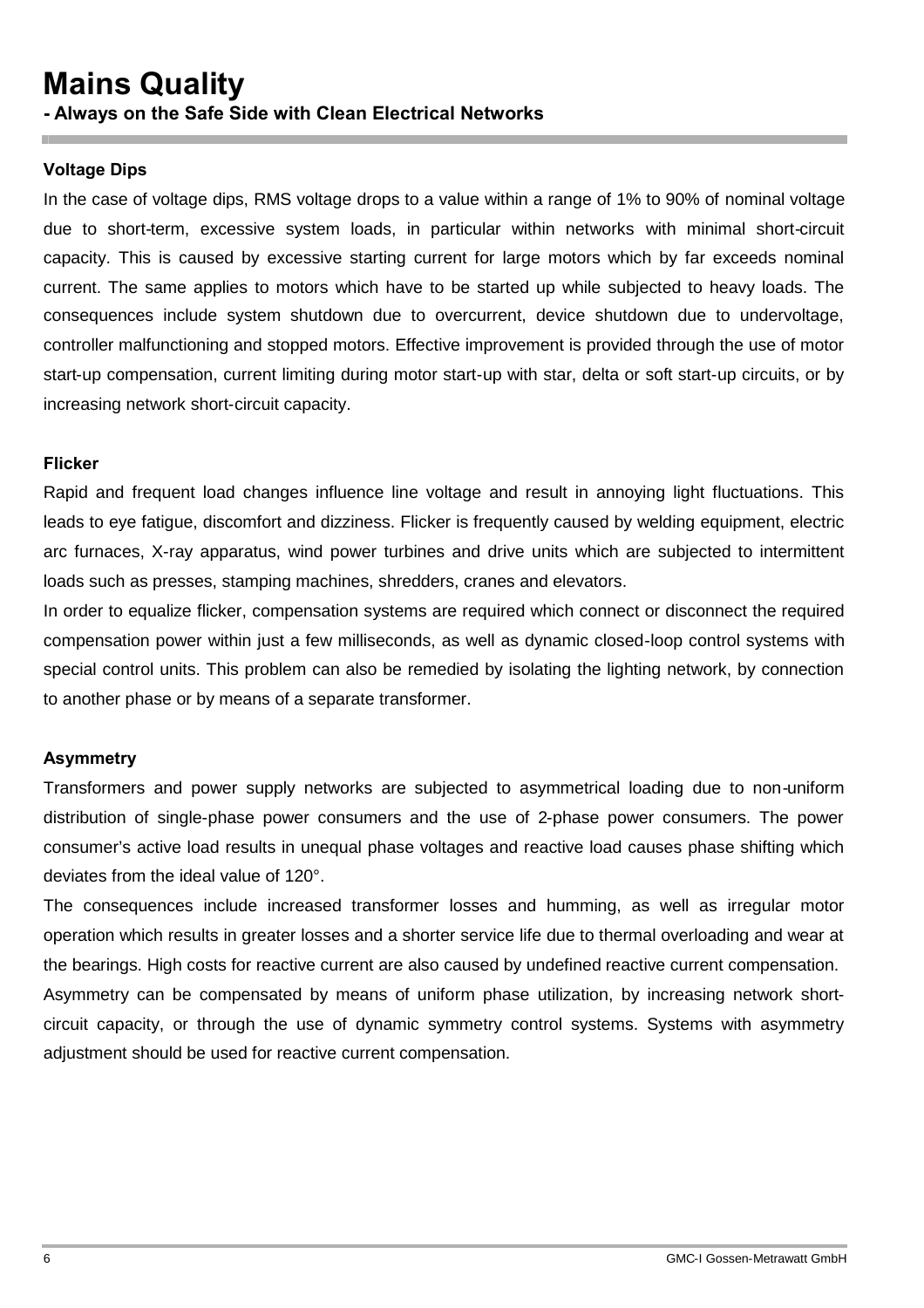# Mains Quality

**- Always on the Safe Side with Clean Electrical Networks**

### Voltage Dips

In the case of voltage dips, RMS voltage drops to a value within a range of 1% to 90% of nominal voltage due to short-term, excessive system loads, in particular within networks with minimal short-circuit capacity. This is caused by excessive starting current for large motors which by far exceeds nominal current. The same applies to motors which have to be started up while subjected to heavy loads. The consequences include system shutdown due to overcurrent, device shutdown due to undervoltage, controller malfunctioning and stopped motors. Effective improvement is provided through the use of motor start-up compensation, current limiting during motor start-up with star, delta or soft start-up circuits, or by increasing network short-circuit capacity.

### Flicker

Rapid and frequent load changes influence line voltage and result in annoying light fluctuations. This leads to eye fatigue, discomfort and dizziness. Flicker is frequently caused by welding equipment, electric arc furnaces, X-ray apparatus, wind power turbines and drive units which are subjected to intermittent loads such as presses, stamping machines, shredders, cranes and elevators.

In order to equalize flicker, compensation systems are required which connect or disconnect the required compensation power within just a few milliseconds, as well as dynamic closed-loop control systems with special control units. This problem can also be remedied by isolating the lighting network, by connection to another phase or by means of a separate transformer.

### Asymmetry

Transformers and power supply networks are subjected to asymmetrical loading due to non-uniform distribution of single-phase power consumers and the use of 2-phase power consumers. The power consumer's active load results in unequal phase voltages and reactive load causes phase shifting which deviates from the ideal value of 120°.

The consequences include increased transformer losses and humming, as well as irregular motor operation which results in greater losses and a shorter service life due to thermal overloading and wear at the bearings. High costs for reactive current are also caused by undefined reactive current compensation.

Asymmetry can be compensated by means of uniform phase utilization, by increasing network short-circuit capacity, or through the use of dynamic symmetry control systems. Systems with asymmetry adjustment should be used for reactive current compensation.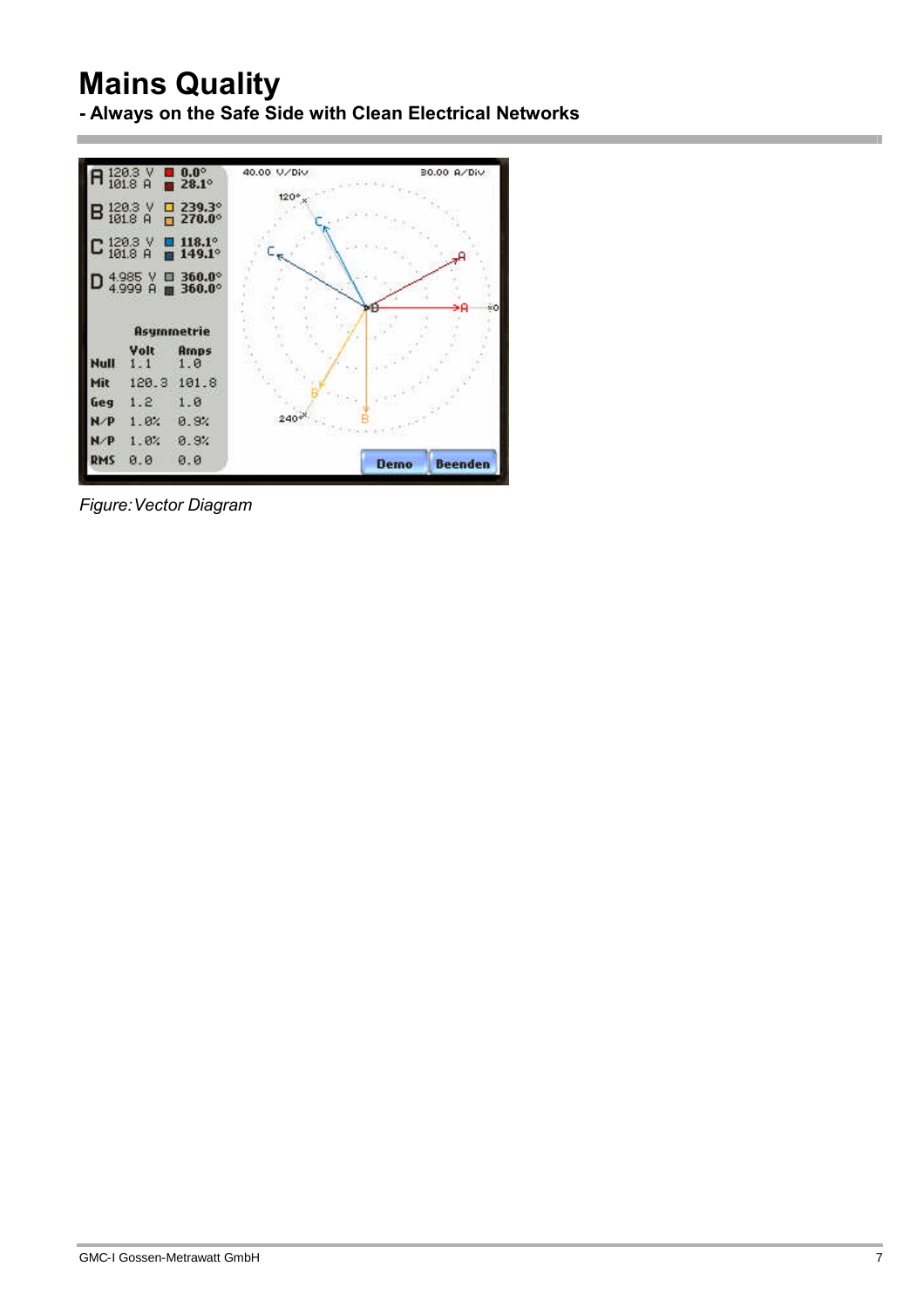# Mains Quality

**- Always on the Safe Side with Clean Electrical Networks**

*Figure: Vector Diagram*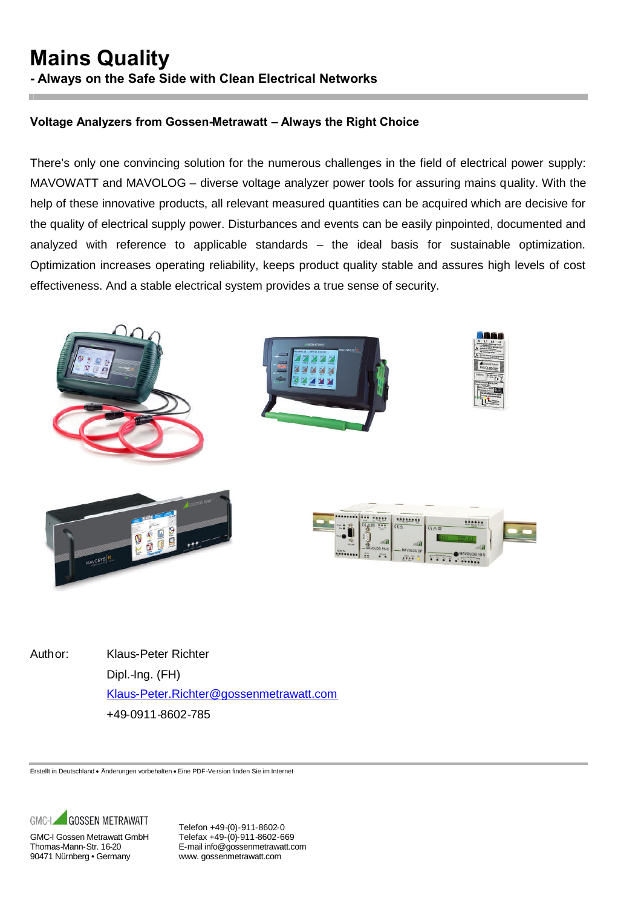# Mains Quality

**- Always on the Safe Side with Clean Electrical Networks**

**Voltage Analyzers from Gossen-Metrawatt – Always the Right Choice**

There's only one convincing solution for the numerous challenges in the field of electrical power supply: MAVOWATT and MAVOLOG – diverse voltage analyzer power tools for assuring mains quality. With the help of these innovative products, all relevant measured quantities can be acquired which are decisive for the quality of electrical supply power. Disturbances and events can be easily pinpointed, documented and analyzed with reference to applicable standards – the ideal basis for sustainable optimization. Optimization increases operating reliability, keeps product quality stable and assures high levels of cost effectiveness. And a stable electrical system provides a true sense of security.

Author: Klaus-Peter Richter
Dipl.-Ing. (FH)
Klaus-Peter.Richter@gossenmetrawatt.com
+49-0911-8602-785

Erstellt in Deutschland • Änderungen vorbehalten • Eine PDF-Version finden Sie im Internet

GMC-I GOSSEN METRAWATT

GMC-I Gossen Metrawatt GmbH
Thomas-Mann-Str. 16-20
90471 Nürnberg • Germany

Telefon +49-(0)-911-8602-0
Telefax +49-(0)-911-8602-669
E-mail info@gossenmetrawatt.com
www. gossenmetrawatt.com